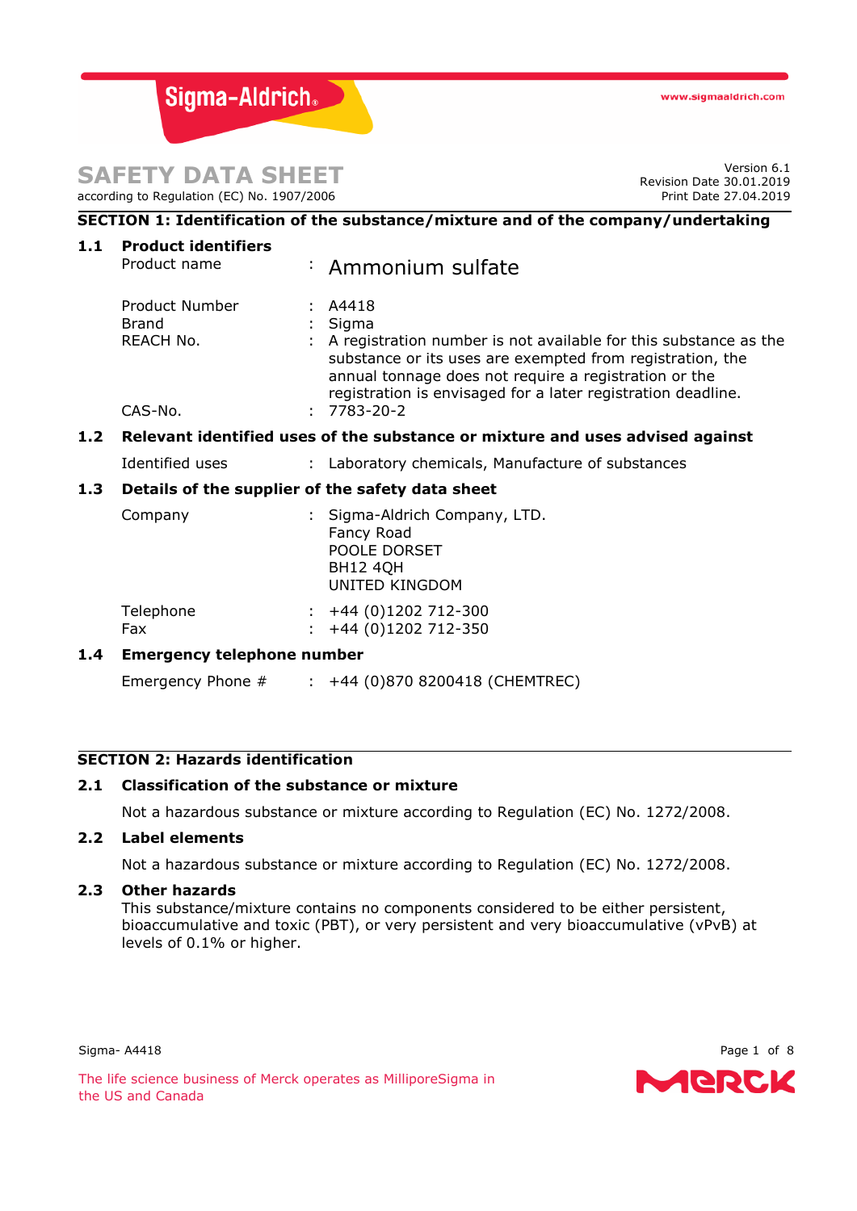Sigma-Aldrich

www.sigmaaldrich.com

# SAFETY DATA SHEET

according to Regulation (EC) No. 1907/2006

Version 6.1
Revision Date 30.01.2019
Print Date 27.04.2019

## SECTION 1: Identification of the substance/mixture and of the company/undertaking

### 1.1 Product identifiers

Product name : Ammonium sulfate

Product Number : A4418
Brand : Sigma
REACH No. : A registration number is not available for this substance as the substance or its uses are exempted from registration, the annual tonnage does not require a registration or the registration is envisaged for a later registration deadline.
CAS-No. : 7783-20-2

### 1.2 Relevant identified uses of the substance or mixture and uses advised against

Identified uses : Laboratory chemicals, Manufacture of substances

### 1.3 Details of the supplier of the safety data sheet

Company : Sigma-Aldrich Company, LTD.
Fancy Road
POOLE DORSET
BH12 4QH
UNITED KINGDOM

Telephone : +44 (0)1202 712-300
Fax : +44 (0)1202 712-350

### 1.4 Emergency telephone number

Emergency Phone # : +44 (0)870 8200418 (CHEMTREC)

## SECTION 2: Hazards identification

### 2.1 Classification of the substance or mixture

Not a hazardous substance or mixture according to Regulation (EC) No. 1272/2008.

### 2.2 Label elements

Not a hazardous substance or mixture according to Regulation (EC) No. 1272/2008.

### 2.3 Other hazards

This substance/mixture contains no components considered to be either persistent, bioaccumulative and toxic (PBT), or very persistent and very bioaccumulative (vPvB) at levels of 0.1% or higher.

The life science business of Merck operates as MilliporeSigma in the US and Canada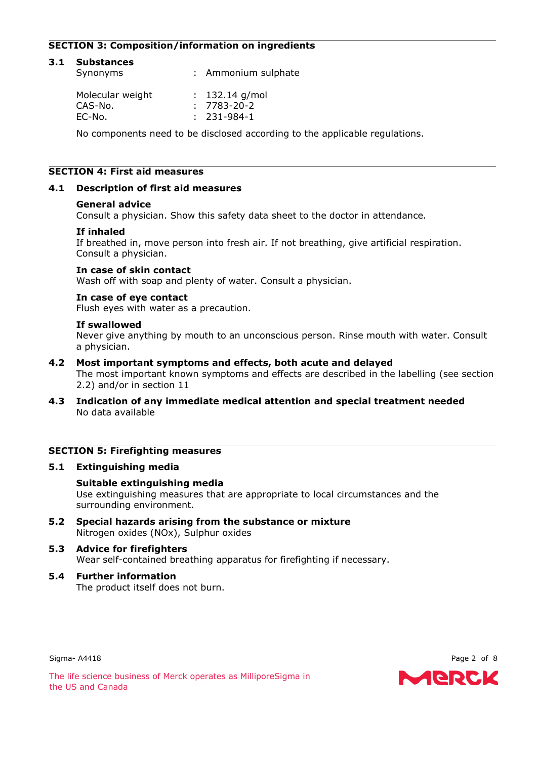## SECTION 3: Composition/information on ingredients

### 3.1 Substances

| | | |
|---|---|---|
| Synonyms | : | Ammonium sulphate |
| Molecular weight | : | 132.14 g/mol |
| CAS-No. | : | 7783-20-2 |
| EC-No. | : | 231-984-1 |

No components need to be disclosed according to the applicable regulations.

## SECTION 4: First aid measures

### 4.1 Description of first aid measures

**General advice**
Consult a physician. Show this safety data sheet to the doctor in attendance.

**If inhaled**
If breathed in, move person into fresh air. If not breathing, give artificial respiration. Consult a physician.

**In case of skin contact**
Wash off with soap and plenty of water. Consult a physician.

**In case of eye contact**
Flush eyes with water as a precaution.

**If swallowed**
Never give anything by mouth to an unconscious person. Rinse mouth with water. Consult a physician.

### 4.2 Most important symptoms and effects, both acute and delayed

The most important known symptoms and effects are described in the labelling (see section 2.2) and/or in section 11

### 4.3 Indication of any immediate medical attention and special treatment needed

No data available

## SECTION 5: Firefighting measures

### 5.1 Extinguishing media

**Suitable extinguishing media**
Use extinguishing measures that are appropriate to local circumstances and the surrounding environment.

### 5.2 Special hazards arising from the substance or mixture

Nitrogen oxides (NOx), Sulphur oxides

### 5.3 Advice for firefighters

Wear self-contained breathing apparatus for firefighting if necessary.

### 5.4 Further information

The product itself does not burn.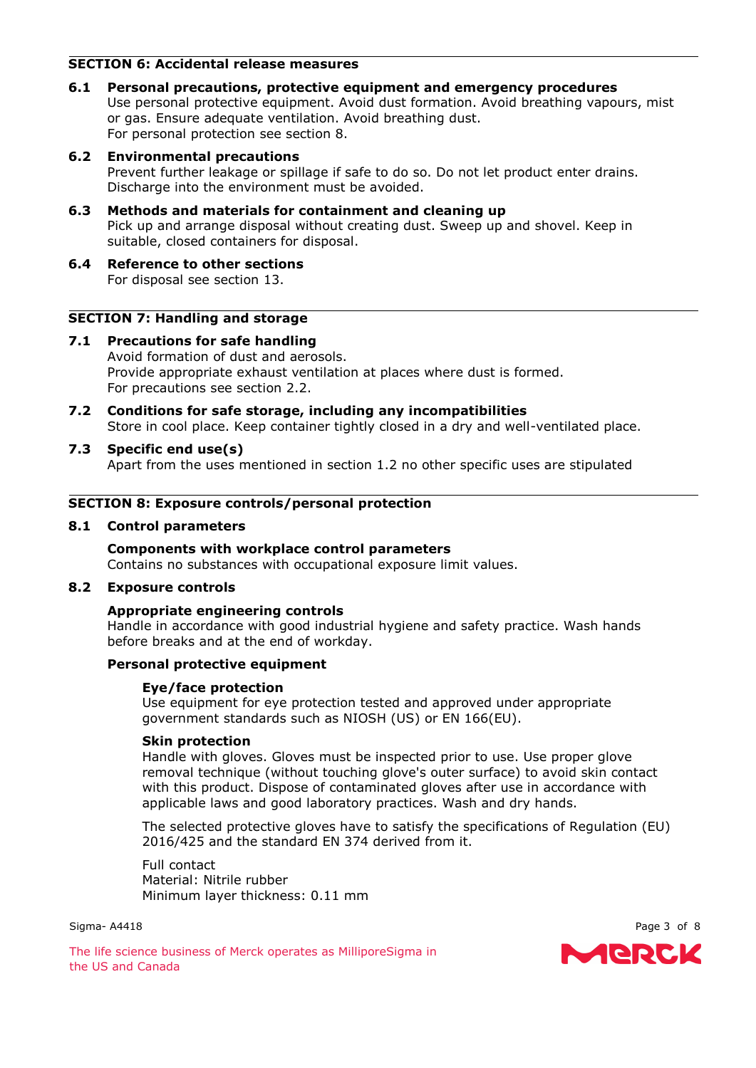## SECTION 6: Accidental release measures

### 6.1 Personal precautions, protective equipment and emergency procedures

Use personal protective equipment. Avoid dust formation. Avoid breathing vapours, mist or gas. Ensure adequate ventilation. Avoid breathing dust.
For personal protection see section 8.

### 6.2 Environmental precautions

Prevent further leakage or spillage if safe to do so. Do not let product enter drains. Discharge into the environment must be avoided.

### 6.3 Methods and materials for containment and cleaning up

Pick up and arrange disposal without creating dust. Sweep up and shovel. Keep in suitable, closed containers for disposal.

### 6.4 Reference to other sections

For disposal see section 13.

## SECTION 7: Handling and storage

### 7.1 Precautions for safe handling

Avoid formation of dust and aerosols.
Provide appropriate exhaust ventilation at places where dust is formed.
For precautions see section 2.2.

### 7.2 Conditions for safe storage, including any incompatibilities

Store in cool place. Keep container tightly closed in a dry and well-ventilated place.

### 7.3 Specific end use(s)

Apart from the uses mentioned in section 1.2 no other specific uses are stipulated

## SECTION 8: Exposure controls/personal protection

### 8.1 Control parameters

**Components with workplace control parameters**
Contains no substances with occupational exposure limit values.

### 8.2 Exposure controls

**Appropriate engineering controls**
Handle in accordance with good industrial hygiene and safety practice. Wash hands before breaks and at the end of workday.

**Personal protective equipment**

**Eye/face protection**
Use equipment for eye protection tested and approved under appropriate government standards such as NIOSH (US) or EN 166(EU).

**Skin protection**
Handle with gloves. Gloves must be inspected prior to use. Use proper glove removal technique (without touching glove's outer surface) to avoid skin contact with this product. Dispose of contaminated gloves after use in accordance with applicable laws and good laboratory practices. Wash and dry hands.

The selected protective gloves have to satisfy the specifications of Regulation (EU) 2016/425 and the standard EN 374 derived from it.

Full contact
Material: Nitrile rubber
Minimum layer thickness: 0.11 mm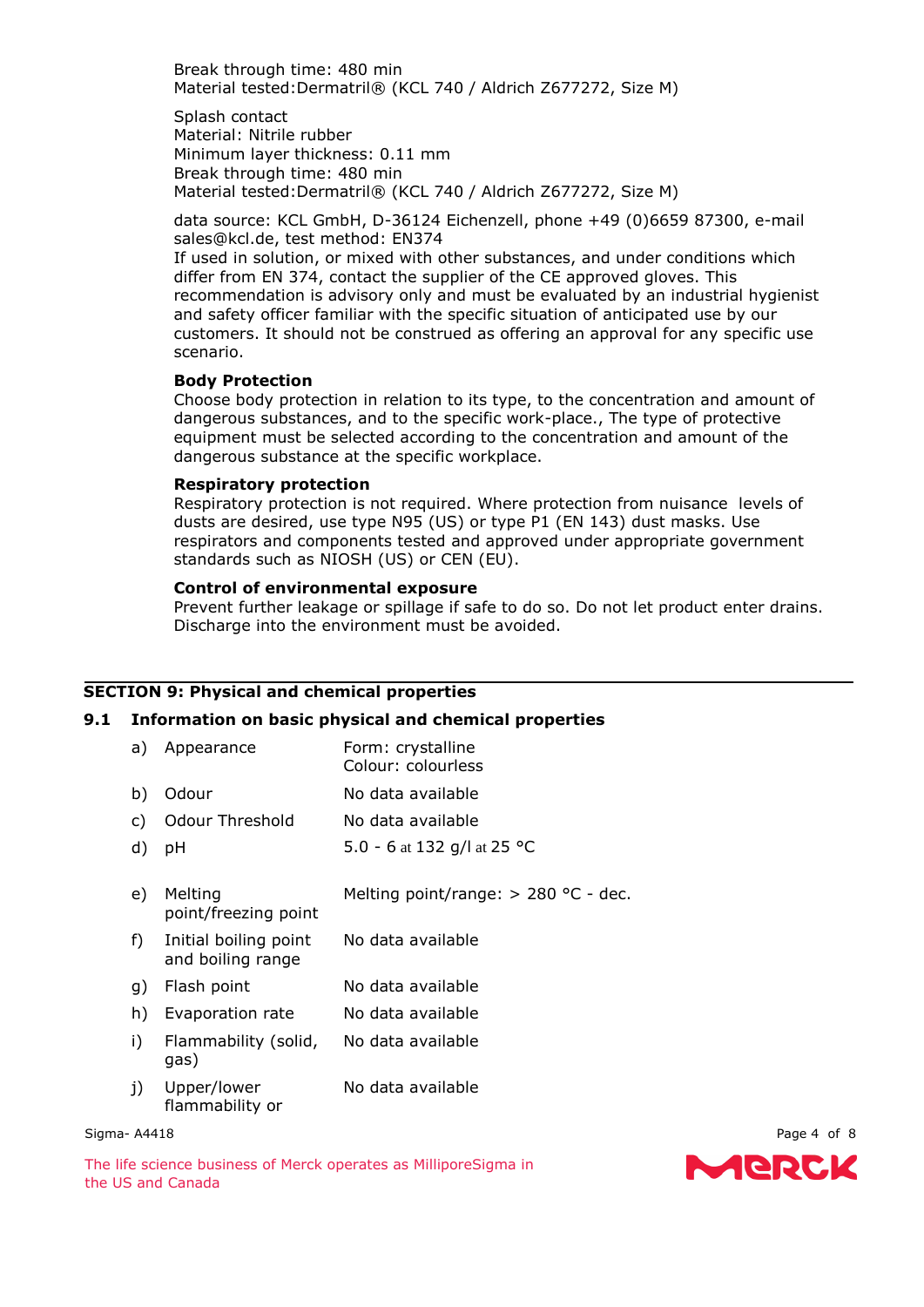Break through time: 480 min
Material tested:Dermatril® (KCL 740 / Aldrich Z677272, Size M)

Splash contact
Material: Nitrile rubber
Minimum layer thickness: 0.11 mm
Break through time: 480 min
Material tested:Dermatril® (KCL 740 / Aldrich Z677272, Size M)

data source: KCL GmbH, D-36124 Eichenzell, phone +49 (0)6659 87300, e-mail sales@kcl.de, test method: EN374
If used in solution, or mixed with other substances, and under conditions which differ from EN 374, contact the supplier of the CE approved gloves. This recommendation is advisory only and must be evaluated by an industrial hygienist and safety officer familiar with the specific situation of anticipated use by our customers. It should not be construed as offering an approval for any specific use scenario.

**Body Protection**
Choose body protection in relation to its type, to the concentration and amount of dangerous substances, and to the specific work-place., The type of protective equipment must be selected according to the concentration and amount of the dangerous substance at the specific workplace.

**Respiratory protection**
Respiratory protection is not required. Where protection from nuisance levels of dusts are desired, use type N95 (US) or type P1 (EN 143) dust masks. Use respirators and components tested and approved under appropriate government standards such as NIOSH (US) or CEN (EU).

**Control of environmental exposure**
Prevent further leakage or spillage if safe to do so. Do not let product enter drains. Discharge into the environment must be avoided.

## SECTION 9: Physical and chemical properties

### 9.1 Information on basic physical and chemical properties

| | | |
|---|---|---|
| a) | Appearance | Form: crystalline<br>Colour: colourless |
| b) | Odour | No data available |
| c) | Odour Threshold | No data available |
| d) | pH | 5.0 - 6 at 132 g/l at 25 °C |
| e) | Melting point/freezing point | Melting point/range: > 280 °C - dec. |
| f) | Initial boiling point and boiling range | No data available |
| g) | Flash point | No data available |
| h) | Evaporation rate | No data available |
| i) | Flammability (solid, gas) | No data available |
| j) | Upper/lower flammability or | No data available |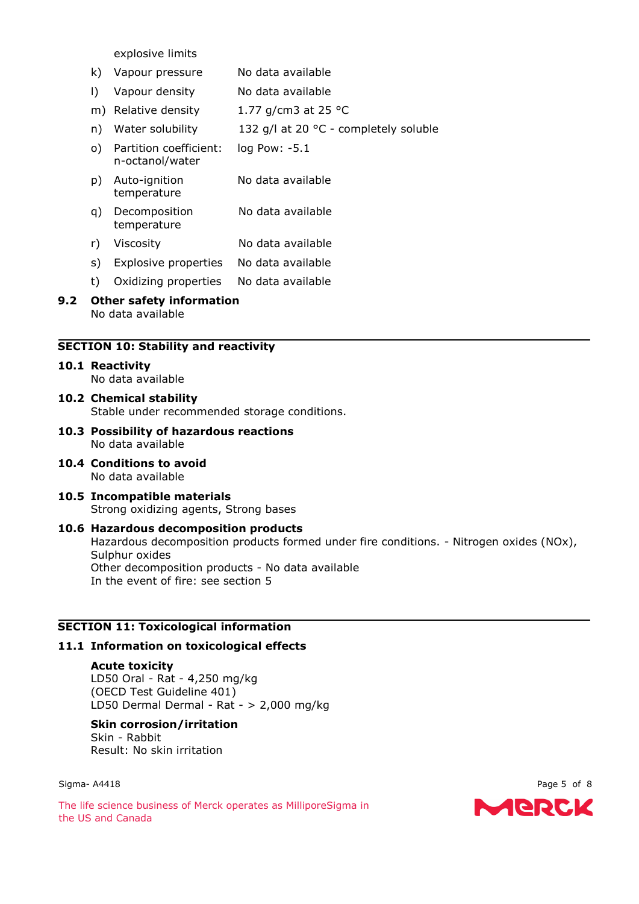| | | |
|---|---|---|
| | explosive limits | |
| k) | Vapour pressure | No data available |
| l) | Vapour density | No data available |
| m) | Relative density | 1.77 g/cm3 at 25 °C |
| n) | Water solubility | 132 g/l at 20 °C - completely soluble |
| o) | Partition coefficient: n-octanol/water | log Pow: -5.1 |
| p) | Auto-ignition temperature | No data available |
| q) | Decomposition temperature | No data available |
| r) | Viscosity | No data available |
| s) | Explosive properties | No data available |
| t) | Oxidizing properties | No data available |

**9.2 Other safety information**
No data available

## SECTION 10: Stability and reactivity

**10.1 Reactivity**
No data available

**10.2 Chemical stability**
Stable under recommended storage conditions.

**10.3 Possibility of hazardous reactions**
No data available

**10.4 Conditions to avoid**
No data available

**10.5 Incompatible materials**
Strong oxidizing agents, Strong bases

**10.6 Hazardous decomposition products**
Hazardous decomposition products formed under fire conditions. - Nitrogen oxides (NOx), Sulphur oxides
Other decomposition products - No data available
In the event of fire: see section 5

## SECTION 11: Toxicological information

**11.1 Information on toxicological effects**

**Acute toxicity**
LD50 Oral - Rat - 4,250 mg/kg
(OECD Test Guideline 401)
LD50 Dermal Dermal - Rat - > 2,000 mg/kg

**Skin corrosion/irritation**
Skin - Rabbit
Result: No skin irritation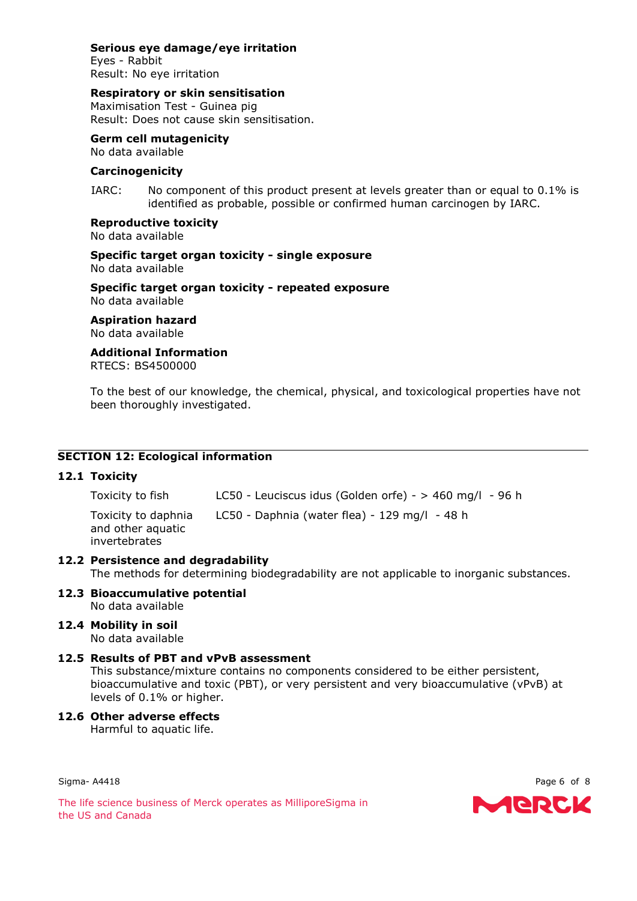**Serious eye damage/eye irritation**
Eyes - Rabbit
Result: No eye irritation

**Respiratory or skin sensitisation**
Maximisation Test - Guinea pig
Result: Does not cause skin sensitisation.

**Germ cell mutagenicity**
No data available

**Carcinogenicity**

IARC: No component of this product present at levels greater than or equal to 0.1% is identified as probable, possible or confirmed human carcinogen by IARC.

**Reproductive toxicity**
No data available

**Specific target organ toxicity - single exposure**
No data available

**Specific target organ toxicity - repeated exposure**
No data available

**Aspiration hazard**
No data available

**Additional Information**
RTECS: BS4500000

To the best of our knowledge, the chemical, physical, and toxicological properties have not been thoroughly investigated.

## SECTION 12: Ecological information

### 12.1 Toxicity

| | |
|---|---|
| Toxicity to fish | LC50 - Leuciscus idus (Golden orfe) - > 460 mg/l - 96 h |
| Toxicity to daphnia and other aquatic invertebrates | LC50 - Daphnia (water flea) - 129 mg/l - 48 h |

### 12.2 Persistence and degradability
The methods for determining biodegradability are not applicable to inorganic substances.

### 12.3 Bioaccumulative potential
No data available

### 12.4 Mobility in soil
No data available

### 12.5 Results of PBT and vPvB assessment
This substance/mixture contains no components considered to be either persistent, bioaccumulative and toxic (PBT), or very persistent and very bioaccumulative (vPvB) at levels of 0.1% or higher.

### 12.6 Other adverse effects
Harmful to aquatic life.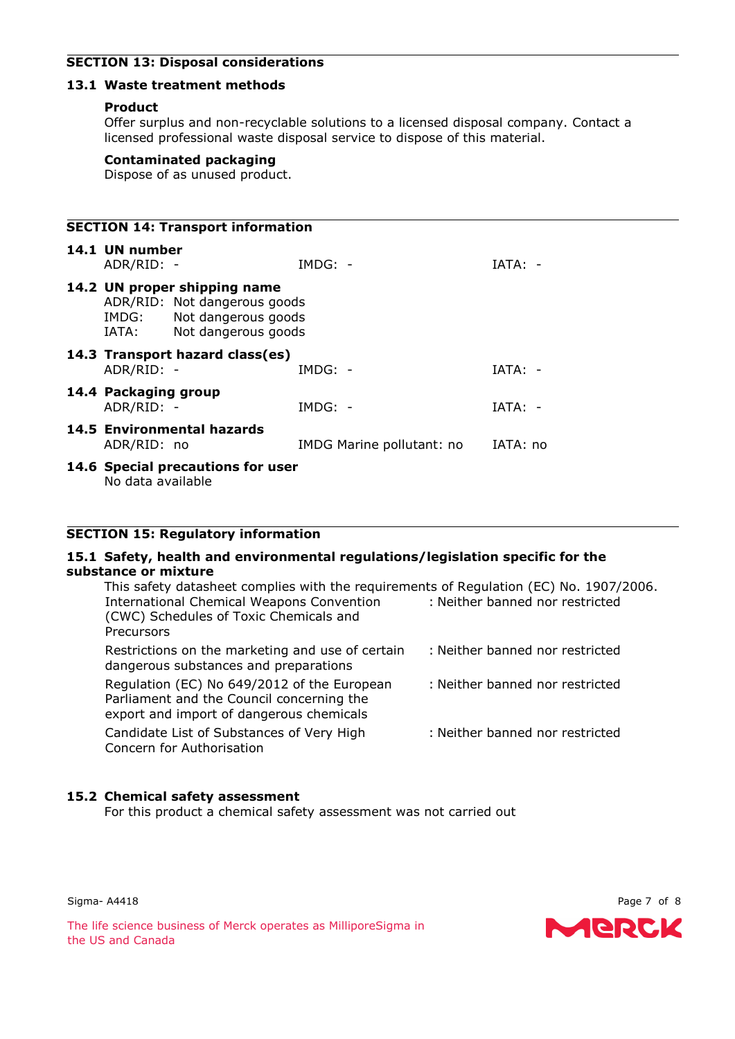## SECTION 13: Disposal considerations

### 13.1 Waste treatment methods

**Product**

Offer surplus and non-recyclable solutions to a licensed disposal company. Contact a licensed professional waste disposal service to dispose of this material.

**Contaminated packaging**

Dispose of as unused product.

## SECTION 14: Transport information

### 14.1 UN number

| ADR/RID: - | IMDG: - | IATA: - |
|---|---|---|

### 14.2 UN proper shipping name

ADR/RID: Not dangerous goods
IMDG: Not dangerous goods
IATA: Not dangerous goods

### 14.3 Transport hazard class(es)

| ADR/RID: - | IMDG: - | IATA: - |
|---|---|---|

### 14.4 Packaging group

| ADR/RID: - | IMDG: - | IATA: - |
|---|---|---|

### 14.5 Environmental hazards

| ADR/RID: no | IMDG Marine pollutant: no | IATA: no |
|---|---|---|

### 14.6 Special precautions for user

No data available

## SECTION 15: Regulatory information

### 15.1 Safety, health and environmental regulations/legislation specific for the substance or mixture

This safety datasheet complies with the requirements of Regulation (EC) No. 1907/2006.

| | |
|---|---|
| International Chemical Weapons Convention (CWC) Schedules of Toxic Chemicals and Precursors | : Neither banned nor restricted |
| Restrictions on the marketing and use of certain dangerous substances and preparations | : Neither banned nor restricted |
| Regulation (EC) No 649/2012 of the European Parliament and the Council concerning the export and import of dangerous chemicals | : Neither banned nor restricted |
| Candidate List of Substances of Very High Concern for Authorisation | : Neither banned nor restricted |

### 15.2 Chemical safety assessment

For this product a chemical safety assessment was not carried out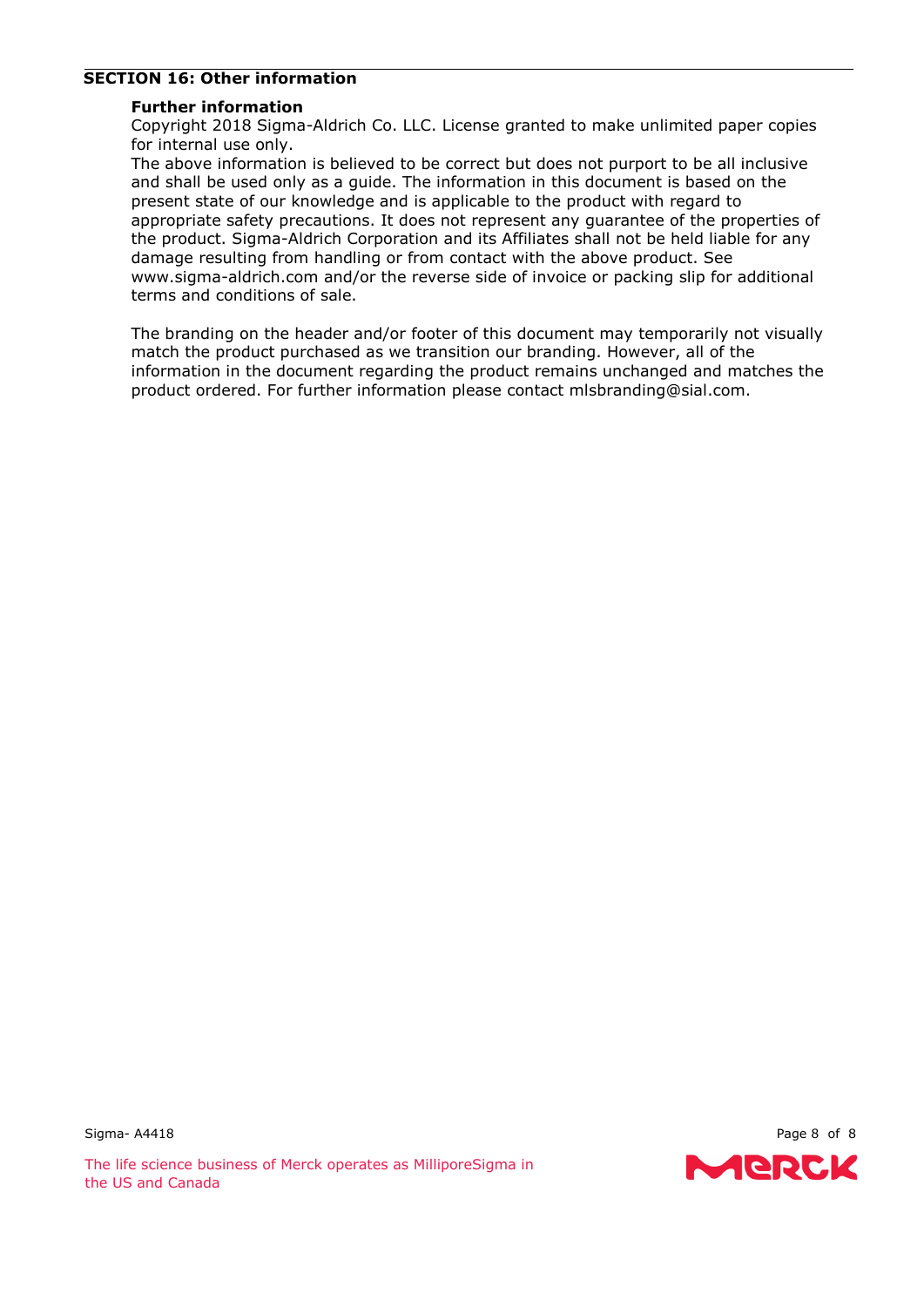## SECTION 16: Other information

### Further information

Copyright 2018 Sigma-Aldrich Co. LLC. License granted to make unlimited paper copies for internal use only.
The above information is believed to be correct but does not purport to be all inclusive and shall be used only as a guide. The information in this document is based on the present state of our knowledge and is applicable to the product with regard to appropriate safety precautions. It does not represent any guarantee of the properties of the product. Sigma-Aldrich Corporation and its Affiliates shall not be held liable for any damage resulting from handling or from contact with the above product. See www.sigma-aldrich.com and/or the reverse side of invoice or packing slip for additional terms and conditions of sale.

The branding on the header and/or footer of this document may temporarily not visually match the product purchased as we transition our branding. However, all of the information in the document regarding the product remains unchanged and matches the product ordered. For further information please contact mlsbranding@sial.com.